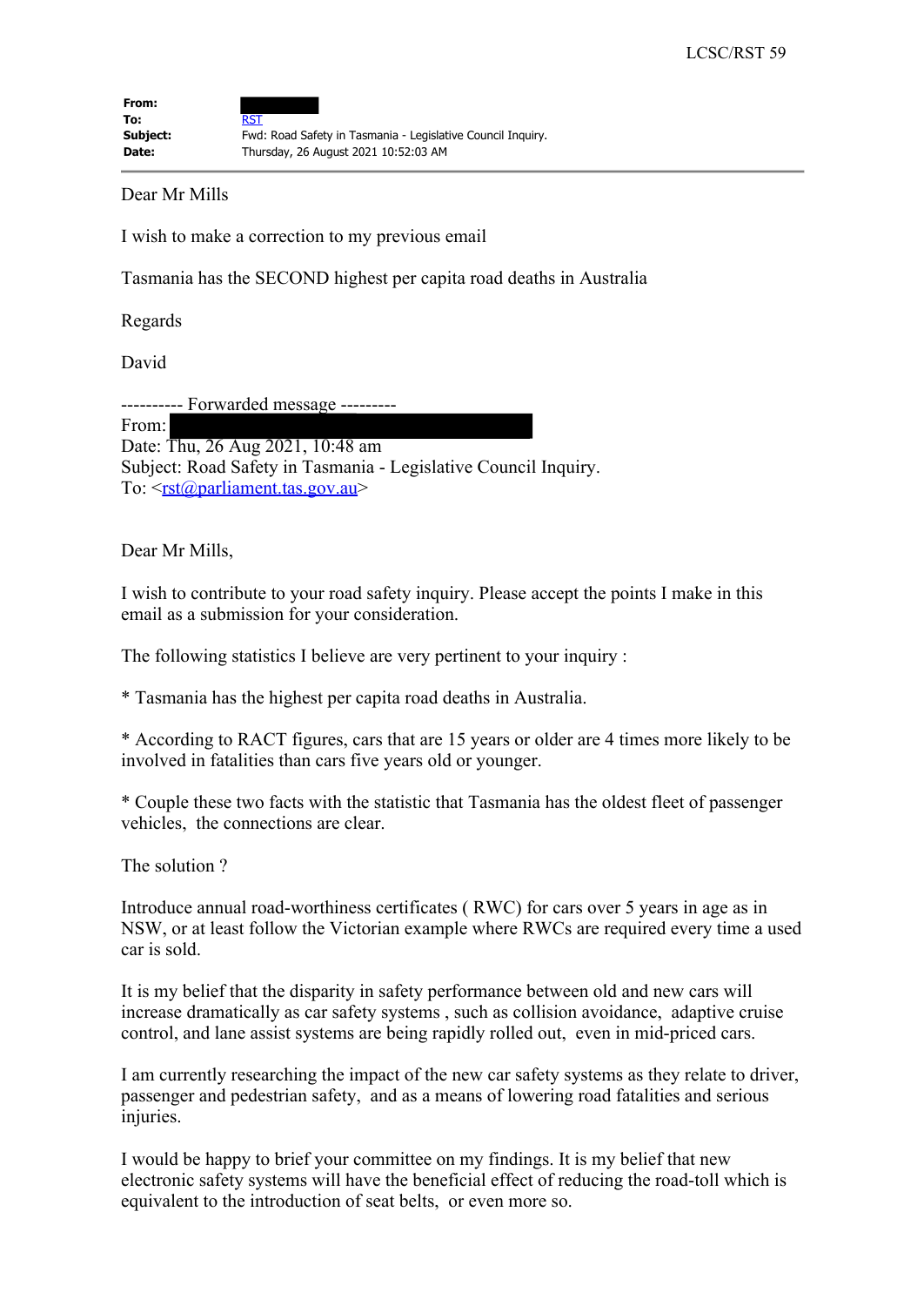LCSC/RST 59

**From:**
**To:** RST
**Subject:** Fwd: Road Safety in Tasmania - Legislative Council Inquiry.
**Date:** Thursday, 26 August 2021 10:52:03 AM

---

Dear Mr Mills

I wish to make a correction to my previous email

Tasmania has the SECOND highest per capita road deaths in Australia

Regards

David

---------- Forwarded message ---------
From:
Date: Thu, 26 Aug 2021, 10:48 am
Subject: Road Safety in Tasmania - Legislative Council Inquiry.
To: <rst@parliament.tas.gov.au>

Dear Mr Mills,

I wish to contribute to your road safety inquiry. Please accept the points I make in this email as a submission for your consideration.

The following statistics I believe are very pertinent to your inquiry :

* Tasmania has the highest per capita road deaths in Australia.

* According to RACT figures, cars that are 15 years or older are 4 times more likely to be involved in fatalities than cars five years old or younger.

* Couple these two facts with the statistic that Tasmania has the oldest fleet of passenger vehicles, the connections are clear.

The solution ?

Introduce annual road-worthiness certificates ( RWC) for cars over 5 years in age as in NSW, or at least follow the Victorian example where RWCs are required every time a used car is sold.

It is my belief that the disparity in safety performance between old and new cars will increase dramatically as car safety systems , such as collision avoidance, adaptive cruise control, and lane assist systems are being rapidly rolled out, even in mid-priced cars.

I am currently researching the impact of the new car safety systems as they relate to driver, passenger and pedestrian safety, and as a means of lowering road fatalities and serious injuries.

I would be happy to brief your committee on my findings. It is my belief that new electronic safety systems will have the beneficial effect of reducing the road-toll which is equivalent to the introduction of seat belts, or even more so.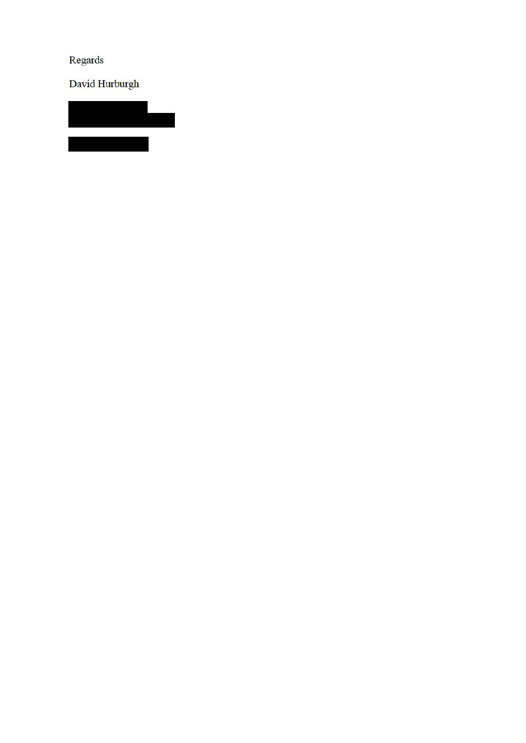Regards

David Hurburgh